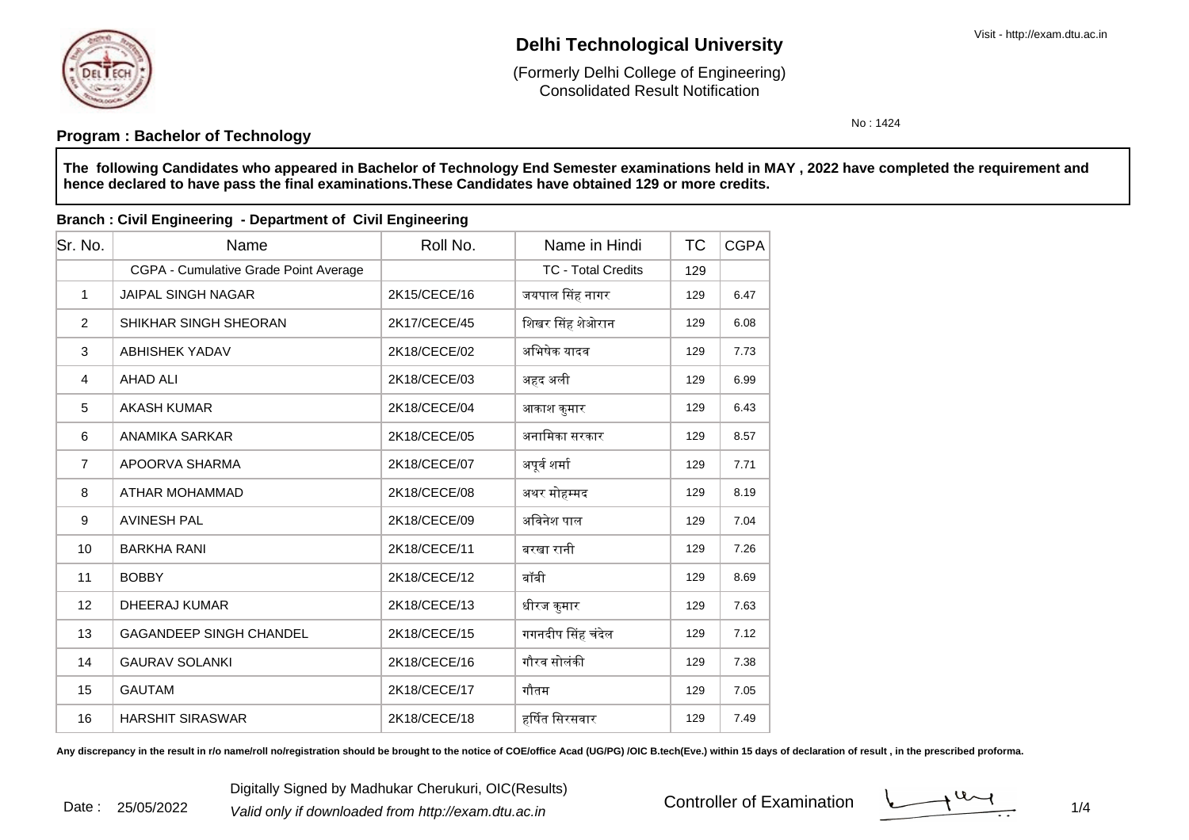# Delhi Technological University

(Formerly Delhi College of Engineering)
Consolidated Result Notification

No : 1424

**Program : Bachelor of Technology**

**The following Candidates who appeared in Bachelor of Technology End Semester examinations held in MAY , 2022 have completed the requirement and hence declared to have pass the final examinations.These Candidates have obtained 129 or more credits.**

**Branch : Civil Engineering - Department of Civil Engineering**

| Sr. No. | Name | Roll No. | Name in Hindi | TC | CGPA |
|---|---|---|---|---|---|
| | CGPA - Cumulative Grade Point Average | | TC - Total Credits | 129 | |
| 1 | JAIPAL SINGH NAGAR | 2K15/CECE/16 | जयपाल सिंह नागर | 129 | 6.47 |
| 2 | SHIKHAR SINGH SHEORAN | 2K17/CECE/45 | शिखर सिंह शेओरान | 129 | 6.08 |
| 3 | ABHISHEK YADAV | 2K18/CECE/02 | अभिषेक यादव | 129 | 7.73 |
| 4 | AHAD ALI | 2K18/CECE/03 | अहद अली | 129 | 6.99 |
| 5 | AKASH KUMAR | 2K18/CECE/04 | आकाश कुमार | 129 | 6.43 |
| 6 | ANAMIKA SARKAR | 2K18/CECE/05 | अनामिका सरकार | 129 | 8.57 |
| 7 | APOORVA SHARMA | 2K18/CECE/07 | अपूर्व शर्मा | 129 | 7.71 |
| 8 | ATHAR MOHAMMAD | 2K18/CECE/08 | अथर मोहम्मद | 129 | 8.19 |
| 9 | AVINESH PAL | 2K18/CECE/09 | अविनेश पाल | 129 | 7.04 |
| 10 | BARKHA RANI | 2K18/CECE/11 | बरखा रानी | 129 | 7.26 |
| 11 | BOBBY | 2K18/CECE/12 | बॉबी | 129 | 8.69 |
| 12 | DHEERAJ KUMAR | 2K18/CECE/13 | धीरज कुमार | 129 | 7.63 |
| 13 | GAGANDEEP SINGH CHANDEL | 2K18/CECE/15 | गगनदीप सिंह चंदेल | 129 | 7.12 |
| 14 | GAURAV SOLANKI | 2K18/CECE/16 | गौरव सोलंकी | 129 | 7.38 |
| 15 | GAUTAM | 2K18/CECE/17 | गौतम | 129 | 7.05 |
| 16 | HARSHIT SIRASWAR | 2K18/CECE/18 | हर्षित सिरसवार | 129 | 7.49 |

**Any discrepancy in the result in r/o name/roll no/registration should be brought to the notice of COE/office Acad (UG/PG) /OIC B.tech(Eve.) within 15 days of declaration of result , in the prescribed proforma.**

Date : 25/05/2022

Digitally Signed by Madhukar Cherukuri, OIC(Results)

*Valid only if downloaded from http://exam.dtu.ac.in*

Controller of Examination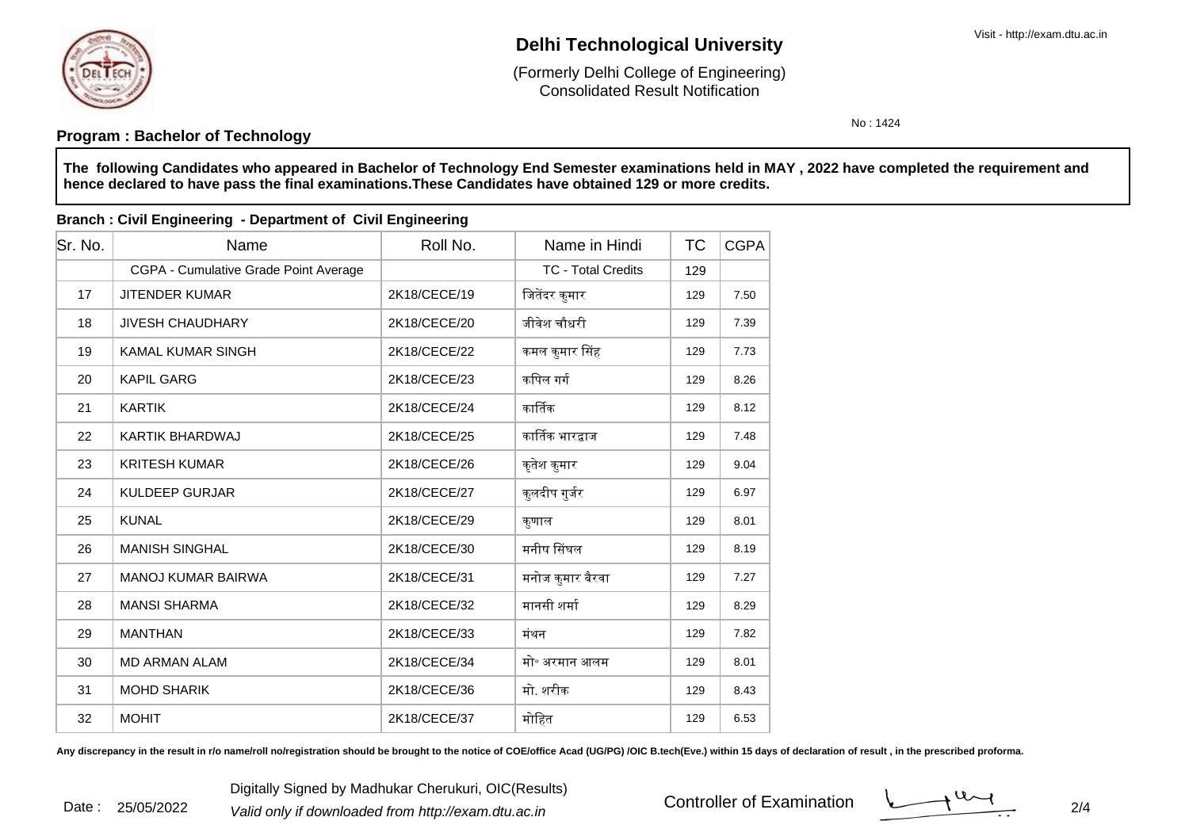# Delhi Technological University

(Formerly Delhi College of Engineering)
Consolidated Result Notification

No : 1424

**Program : Bachelor of Technology**

**The following Candidates who appeared in Bachelor of Technology End Semester examinations held in MAY , 2022 have completed the requirement and hence declared to have pass the final examinations.These Candidates have obtained 129 or more credits.**

**Branch : Civil Engineering - Department of Civil Engineering**

| Sr. No. | Name | Roll No. | Name in Hindi | TC | CGPA |
|---|---|---|---|---|---|
| | CGPA - Cumulative Grade Point Average | | TC - Total Credits | 129 | |
| 17 | JITENDER KUMAR | 2K18/CECE/19 | जितेंदर कुमार | 129 | 7.50 |
| 18 | JIVESH CHAUDHARY | 2K18/CECE/20 | जीवेश चौधरी | 129 | 7.39 |
| 19 | KAMAL KUMAR SINGH | 2K18/CECE/22 | कमल कुमार सिंह | 129 | 7.73 |
| 20 | KAPIL GARG | 2K18/CECE/23 | कपिल गर्ग | 129 | 8.26 |
| 21 | KARTIK | 2K18/CECE/24 | कार्तिक | 129 | 8.12 |
| 22 | KARTIK BHARDWAJ | 2K18/CECE/25 | कार्तिक भारद्वाज | 129 | 7.48 |
| 23 | KRITESH KUMAR | 2K18/CECE/26 | कृतेश कुमार | 129 | 9.04 |
| 24 | KULDEEP GURJAR | 2K18/CECE/27 | कुलदीप गुर्जर | 129 | 6.97 |
| 25 | KUNAL | 2K18/CECE/29 | कुणाल | 129 | 8.01 |
| 26 | MANISH SINGHAL | 2K18/CECE/30 | मनीष सिंघल | 129 | 8.19 |
| 27 | MANOJ KUMAR BAIRWA | 2K18/CECE/31 | मनोज कुमार बैरवा | 129 | 7.27 |
| 28 | MANSI SHARMA | 2K18/CECE/32 | मानसी शर्मा | 129 | 8.29 |
| 29 | MANTHAN | 2K18/CECE/33 | मंथन | 129 | 7.82 |
| 30 | MD ARMAN ALAM | 2K18/CECE/34 | मो॰ अरमान आलम | 129 | 8.01 |
| 31 | MOHD SHARIK | 2K18/CECE/36 | मो. शरीक | 129 | 8.43 |
| 32 | MOHIT | 2K18/CECE/37 | मोहित | 129 | 6.53 |

**Any discrepancy in the result in r/o name/roll no/registration should be brought to the notice of COE/office Acad (UG/PG) /OIC B.tech(Eve.) within 15 days of declaration of result , in the prescribed proforma.**

Date : 25/05/2022

Digitally Signed by Madhukar Cherukuri, OIC(Results)

*Valid only if downloaded from http://exam.dtu.ac.in*

Controller of Examination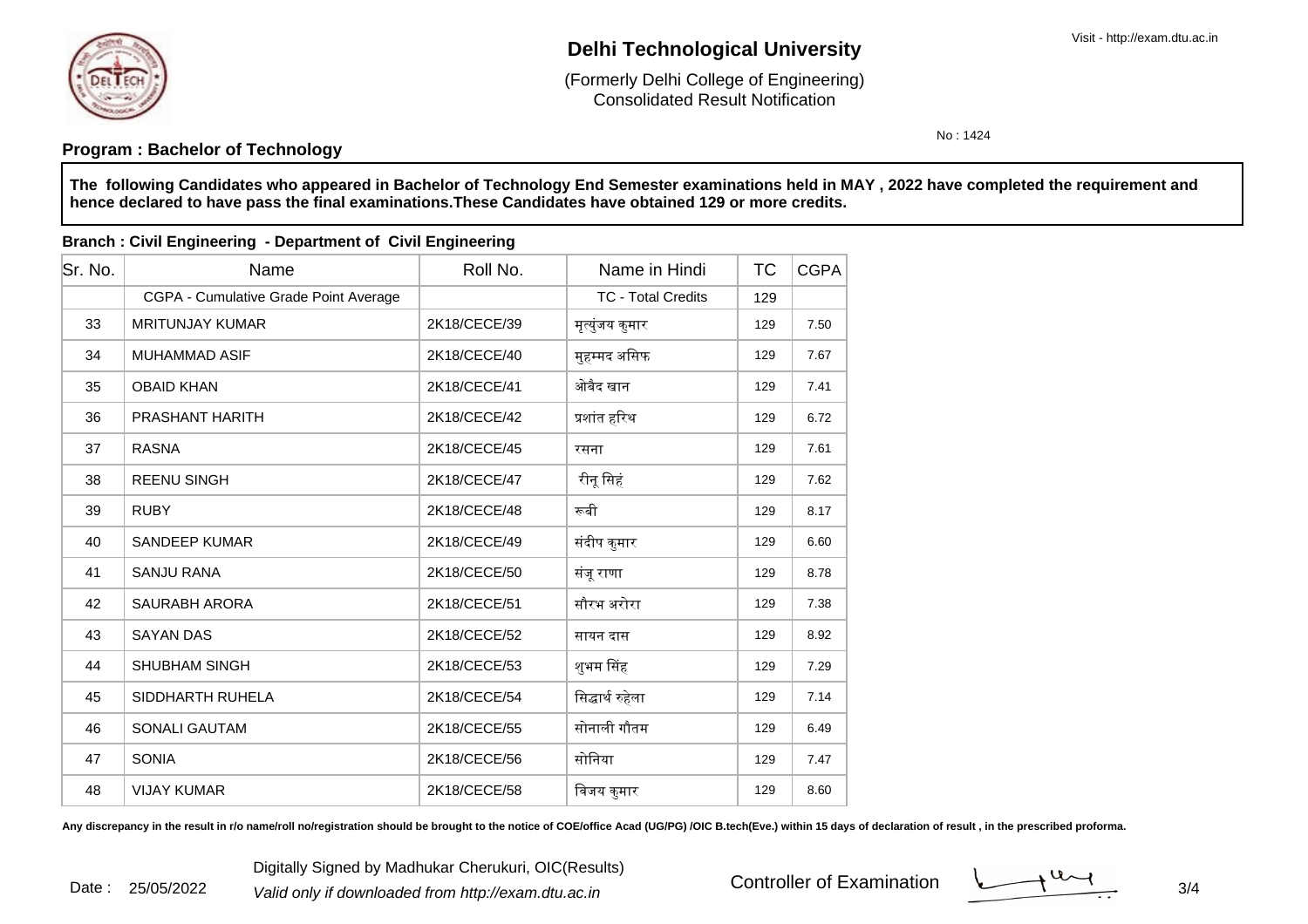# Delhi Technological University

(Formerly Delhi College of Engineering)
Consolidated Result Notification

No : 1424

**Program : Bachelor of Technology**

**The following Candidates who appeared in Bachelor of Technology End Semester examinations held in MAY , 2022 have completed the requirement and hence declared to have pass the final examinations.These Candidates have obtained 129 or more credits.**

**Branch : Civil Engineering - Department of Civil Engineering**

| Sr. No. | Name | Roll No. | Name in Hindi | TC | CGPA |
|---|---|---|---|---|---|
| | CGPA - Cumulative Grade Point Average | | TC - Total Credits | 129 | |
| 33 | MRITUNJAY KUMAR | 2K18/CECE/39 | मृत्युंजय कुमार | 129 | 7.50 |
| 34 | MUHAMMAD ASIF | 2K18/CECE/40 | मुहम्मद असिफ | 129 | 7.67 |
| 35 | OBAID KHAN | 2K18/CECE/41 | ओबैद खान | 129 | 7.41 |
| 36 | PRASHANT HARITH | 2K18/CECE/42 | प्रशांत हरिथ | 129 | 6.72 |
| 37 | RASNA | 2K18/CECE/45 | रसना | 129 | 7.61 |
| 38 | REENU SINGH | 2K18/CECE/47 | रीनू सिहं | 129 | 7.62 |
| 39 | RUBY | 2K18/CECE/48 | रूबी | 129 | 8.17 |
| 40 | SANDEEP KUMAR | 2K18/CECE/49 | संदीप कुमार | 129 | 6.60 |
| 41 | SANJU RANA | 2K18/CECE/50 | संजू राणा | 129 | 8.78 |
| 42 | SAURABH ARORA | 2K18/CECE/51 | सौरभ अरोरा | 129 | 7.38 |
| 43 | SAYAN DAS | 2K18/CECE/52 | सायन दास | 129 | 8.92 |
| 44 | SHUBHAM SINGH | 2K18/CECE/53 | शुभम सिंह | 129 | 7.29 |
| 45 | SIDDHARTH RUHELA | 2K18/CECE/54 | सिद्धार्थ रुहेला | 129 | 7.14 |
| 46 | SONALI GAUTAM | 2K18/CECE/55 | सोनाली गौतम | 129 | 6.49 |
| 47 | SONIA | 2K18/CECE/56 | सोनिया | 129 | 7.47 |
| 48 | VIJAY KUMAR | 2K18/CECE/58 | विजय कुमार | 129 | 8.60 |

**Any discrepancy in the result in r/o name/roll no/registration should be brought to the notice of COE/office Acad (UG/PG) /OIC B.tech(Eve.) within 15 days of declaration of result , in the prescribed proforma.**

Date : 25/05/2022

Digitally Signed by Madhukar Cherukuri, OIC(Results)

*Valid only if downloaded from http://exam.dtu.ac.in*

Controller of Examination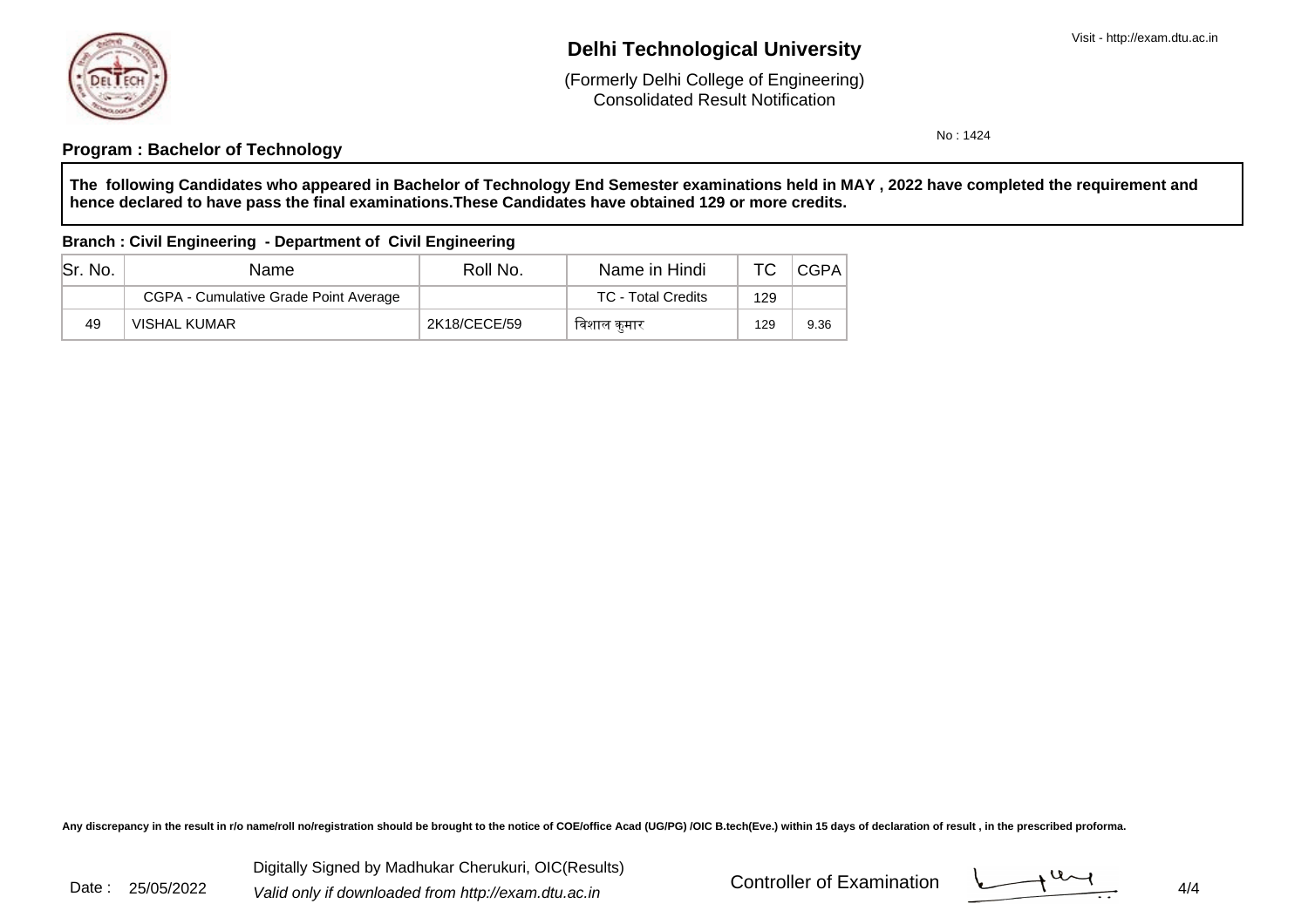# Delhi Technological University

(Formerly Delhi College of Engineering)
Consolidated Result Notification

Visit - http://exam.dtu.ac.in

No : 1424

**Program : Bachelor of Technology**

**The following Candidates who appeared in Bachelor of Technology End Semester examinations held in MAY , 2022 have completed the requirement and hence declared to have pass the final examinations.These Candidates have obtained 129 or more credits.**

**Branch : Civil Engineering - Department of Civil Engineering**

| Sr. No. | Name | Roll No. | Name in Hindi | TC | CGPA |
|---|---|---|---|---|---|
| | CGPA - Cumulative Grade Point Average | | TC - Total Credits | 129 | |
| 49 | VISHAL KUMAR | 2K18/CECE/59 | विशाल कुमार | 129 | 9.36 |

**Any discrepancy in the result in r/o name/roll no/registration should be brought to the notice of COE/office Acad (UG/PG) /OIC B.tech(Eve.) within 15 days of declaration of result , in the prescribed proforma.**

Date : 25/05/2022

Digitally Signed by Madhukar Cherukuri, OIC(Results)

*Valid only if downloaded from http://exam.dtu.ac.in*

Controller of Examination